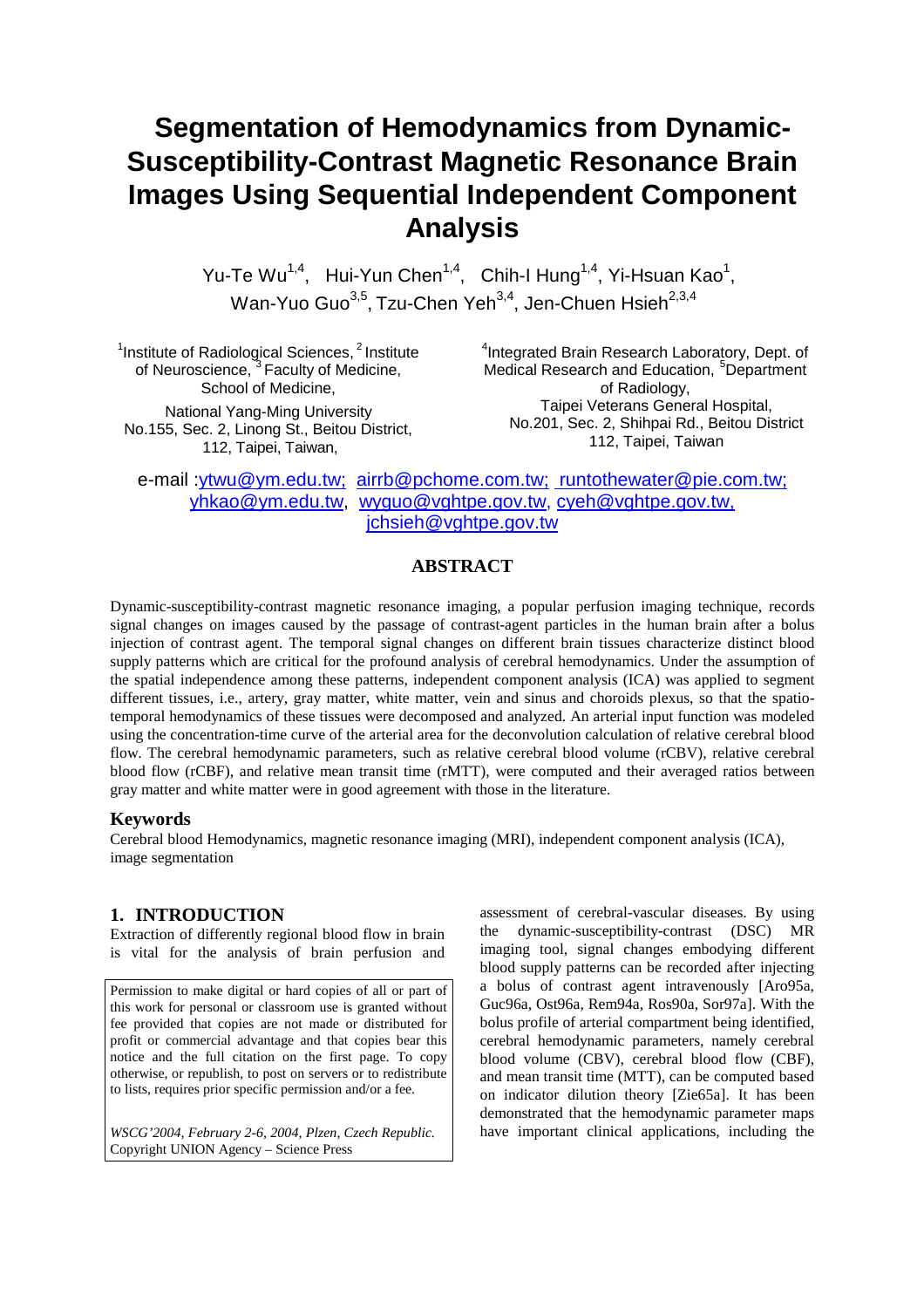# Segmentation of Hemodynamics from Dynamic-Susceptibility-Contrast Magnetic Resonance Brain Images Using Sequential Independent Component Analysis

Yu-Te Wu[1,4], Hui-Yun Chen[1,4], Chih-I Hung[1,4], Yi-Hsuan Kao[1], Wan-Yuo Guo[3,5], Tzu-Chen Yeh[3,4], Jen-Chuen Hsieh[2,3,4]

[1]Institute of Radiological Sciences, [2] Institute of Neuroscience, [3] Faculty of Medicine, School of Medicine,
National Yang-Ming University
No.155, Sec. 2, Linong St., Beitou District, 112, Taipei, Taiwan,

[4]Integrated Brain Research Laboratory, Dept. of Medical Research and Education, [5]Department of Radiology,
Taipei Veterans General Hospital,
No.201, Sec. 2, Shihpai Rd., Beitou District 112, Taipei, Taiwan

e-mail :ytwu@ym.edu.tw; airrb@pchome.com.tw; runtothewater@pie.com.tw; yhkao@ym.edu.tw, wyguo@vghtpe.gov.tw, cyeh@vghtpe.gov.tw, jchsieh@vghtpe.gov.tw

## ABSTRACT

Dynamic-susceptibility-contrast magnetic resonance imaging, a popular perfusion imaging technique, records signal changes on images caused by the passage of contrast-agent particles in the human brain after a bolus injection of contrast agent. The temporal signal changes on different brain tissues characterize distinct blood supply patterns which are critical for the profound analysis of cerebral hemodynamics. Under the assumption of the spatial independence among these patterns, independent component analysis (ICA) was applied to segment different tissues, i.e., artery, gray matter, white matter, vein and sinus and choroids plexus, so that the spatio-temporal hemodynamics of these tissues were decomposed and analyzed. An arterial input function was modeled using the concentration-time curve of the arterial area for the deconvolution calculation of relative cerebral blood flow. The cerebral hemodynamic parameters, such as relative cerebral blood volume (rCBV), relative cerebral blood flow (rCBF), and relative mean transit time (rMTT), were computed and their averaged ratios between gray matter and white matter were in good agreement with those in the literature.

### Keywords

Cerebral blood Hemodynamics, magnetic resonance imaging (MRI), independent component analysis (ICA), image segmentation

## 1. INTRODUCTION

Extraction of differently regional blood flow in brain is vital for the analysis of brain perfusion and assessment of cerebral-vascular diseases. By using the dynamic-susceptibility-contrast (DSC) MR imaging tool, signal changes embodying different blood supply patterns can be recorded after injecting a bolus of contrast agent intravenously [Aro95a, Guc96a, Ost96a, Rem94a, Ros90a, Sor97a]. With the bolus profile of arterial compartment being identified, cerebral hemodynamic parameters, namely cerebral blood volume (CBV), cerebral blood flow (CBF), and mean transit time (MTT), can be computed based on indicator dilution theory [Zie65a]. It has been demonstrated that the hemodynamic parameter maps have important clinical applications, including the

Permission to make digital or hard copies of all or part of this work for personal or classroom use is granted without fee provided that copies are not made or distributed for profit or commercial advantage and that copies bear this notice and the full citation on the first page. To copy otherwise, or republish, to post on servers or to redistribute to lists, requires prior specific permission and/or a fee.

*WSCG'2004, February 2-6, 2004, Plzen, Czech Republic.*
Copyright UNION Agency – Science Press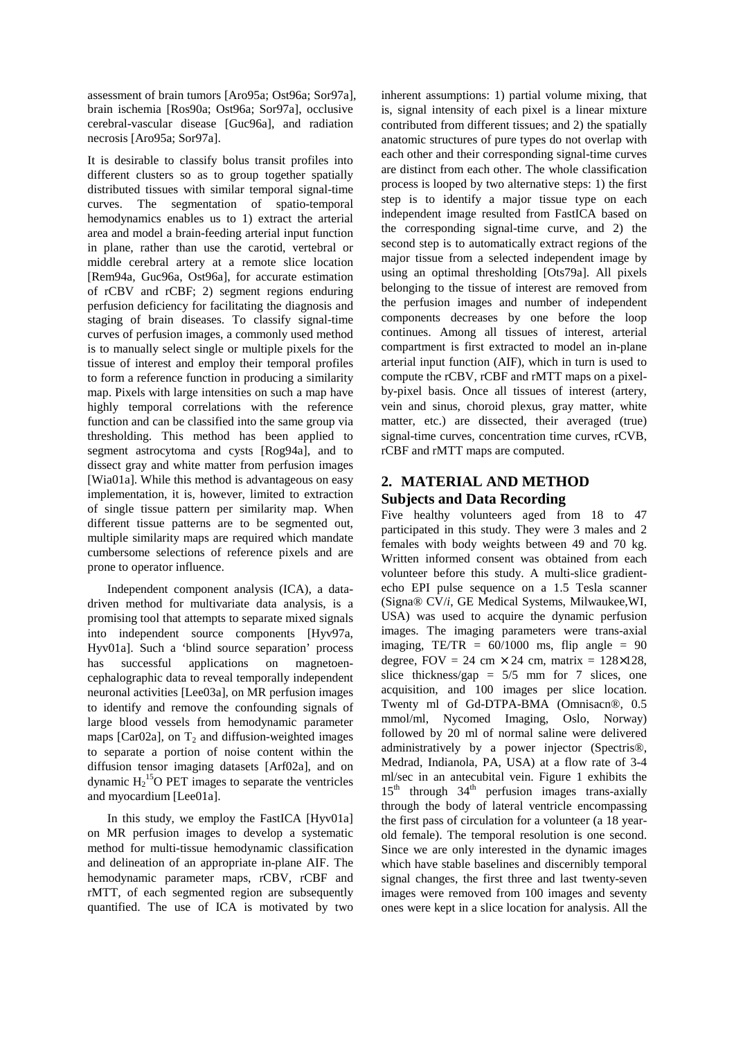assessment of brain tumors [Aro95a; Ost96a; Sor97a], brain ischemia [Ros90a; Ost96a; Sor97a], occlusive cerebral-vascular disease [Guc96a], and radiation necrosis [Aro95a; Sor97a].

It is desirable to classify bolus transit profiles into different clusters so as to group together spatially distributed tissues with similar temporal signal-time curves. The segmentation of spatio-temporal hemodynamics enables us to 1) extract the arterial area and model a brain-feeding arterial input function in plane, rather than use the carotid, vertebral or middle cerebral artery at a remote slice location [Rem94a, Guc96a, Ost96a], for accurate estimation of rCBV and rCBF; 2) segment regions enduring perfusion deficiency for facilitating the diagnosis and staging of brain diseases. To classify signal-time curves of perfusion images, a commonly used method is to manually select single or multiple pixels for the tissue of interest and employ their temporal profiles to form a reference function in producing a similarity map. Pixels with large intensities on such a map have highly temporal correlations with the reference function and can be classified into the same group via thresholding. This method has been applied to segment astrocytoma and cysts [Rog94a], and to dissect gray and white matter from perfusion images [Wia01a]. While this method is advantageous on easy implementation, it is, however, limited to extraction of single tissue pattern per similarity map. When different tissue patterns are to be segmented out, multiple similarity maps are required which mandate cumbersome selections of reference pixels and are prone to operator influence.

Independent component analysis (ICA), a data-driven method for multivariate data analysis, is a promising tool that attempts to separate mixed signals into independent source components [Hyv97a, Hyv01a]. Such a 'blind source separation' process has successful applications on magnetoencephalographic data to reveal temporally independent neuronal activities [Lee03a], on MR perfusion images to identify and remove the confounding signals of large blood vessels from hemodynamic parameter maps [Car02a], on $T_2$ and diffusion-weighted images to separate a portion of noise content within the diffusion tensor imaging datasets [Arf02a], and on dynamic $H_2^{15}O$ PET images to separate the ventricles and myocardium [Lee01a].

In this study, we employ the FastICA [Hyv01a] on MR perfusion images to develop a systematic method for multi-tissue hemodynamic classification and delineation of an appropriate in-plane AIF. The hemodynamic parameter maps, rCBV, rCBF and rMTT, of each segmented region are subsequently quantified. The use of ICA is motivated by two inherent assumptions: 1) partial volume mixing, that is, signal intensity of each pixel is a linear mixture contributed from different tissues; and 2) the spatially anatomic structures of pure types do not overlap with each other and their corresponding signal-time curves are distinct from each other. The whole classification process is looped by two alternative steps: 1) the first step is to identify a major tissue type on each independent image resulted from FastICA based on the corresponding signal-time curve, and 2) the second step is to automatically extract regions of the major tissue from a selected independent image by using an optimal thresholding [Ots79a]. All pixels belonging to the tissue of interest are removed from the perfusion images and number of independent components decreases by one before the loop continues. Among all tissues of interest, arterial compartment is first extracted to model an in-plane arterial input function (AIF), which in turn is used to compute the rCBV, rCBF and rMTT maps on a pixel-by-pixel basis. Once all tissues of interest (artery, vein and sinus, choroid plexus, gray matter, white matter, etc.) are dissected, their averaged (true) signal-time curves, concentration time curves, rCVB, rCBF and rMTT maps are computed.

## 2. MATERIAL AND METHOD

### Subjects and Data Recording

Five healthy volunteers aged from 18 to 47 participated in this study. They were 3 males and 2 females with body weights between 49 and 70 kg. Written informed consent was obtained from each volunteer before this study. A multi-slice gradient-echo EPI pulse sequence on a 1.5 Tesla scanner (Signa® CV/*i*, GE Medical Systems, Milwaukee,WI, USA) was used to acquire the dynamic perfusion images. The imaging parameters were trans-axial imaging, TE/TR = 60/1000 ms, flip angle = 90 degree, FOV = 24 cm $\times$ 24 cm, matrix = 128$\times$128, slice thickness/gap = 5/5 mm for 7 slices, one acquisition, and 100 images per slice location. Twenty ml of Gd-DTPA-BMA (Omnisacn®, 0.5 mmol/ml, Nycomed Imaging, Oslo, Norway) followed by 20 ml of normal saline were delivered administratively by a power injector (Spectris®, Medrad, Indianola, PA, USA) at a flow rate of 3-4 ml/sec in an antecubital vein. Figure 1 exhibits the $15^{th}$ through $34^{th}$ perfusion images trans-axially through the body of lateral ventricle encompassing the first pass of circulation for a volunteer (a 18 year-old female). The temporal resolution is one second. Since we are only interested in the dynamic images which have stable baselines and discernibly temporal signal changes, the first three and last twenty-seven images were removed from 100 images and seventy ones were kept in a slice location for analysis. All the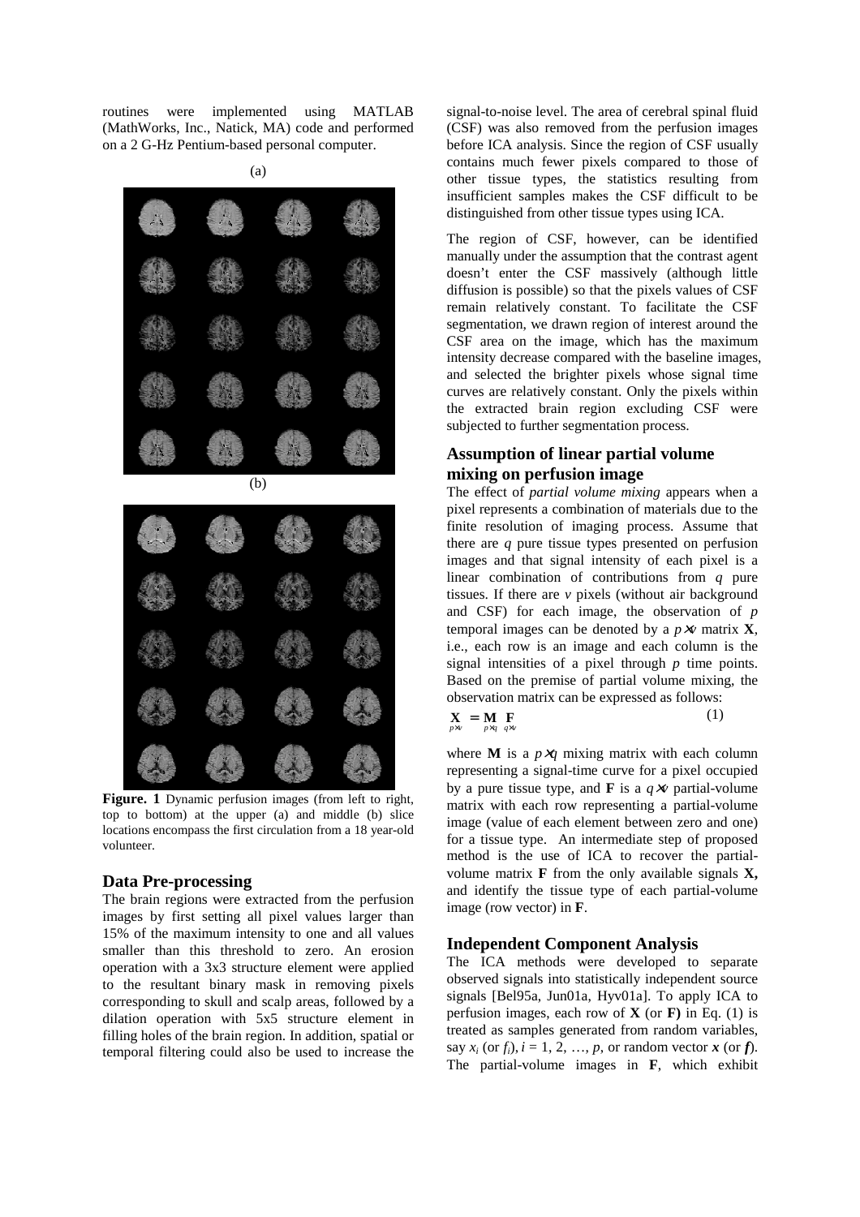routines were implemented using MATLAB (MathWorks, Inc., Natick, MA) code and performed on a 2 G-Hz Pentium-based personal computer.

**Figure. 1** Dynamic perfusion images (from left to right, top to bottom) at the upper (a) and middle (b) slice locations encompass the first circulation from a 18 year-old volunteer.

## Data Pre-processing

The brain regions were extracted from the perfusion images by first setting all pixel values larger than 15% of the maximum intensity to one and all values smaller than this threshold to zero. An erosion operation with a 3x3 structure element were applied to the resultant binary mask in removing pixels corresponding to skull and scalp areas, followed by a dilation operation with 5x5 structure element in filling holes of the brain region. In addition, spatial or temporal filtering could also be used to increase the signal-to-noise level. The area of cerebral spinal fluid (CSF) was also removed from the perfusion images before ICA analysis. Since the region of CSF usually contains much fewer pixels compared to those of other tissue types, the statistics resulting from insufficient samples makes the CSF difficult to be distinguished from other tissue types using ICA.

The region of CSF, however, can be identified manually under the assumption that the contrast agent doesn't enter the CSF massively (although little diffusion is possible) so that the pixels values of CSF remain relatively constant. To facilitate the CSF segmentation, we drawn region of interest around the CSF area on the image, which has the maximum intensity decrease compared with the baseline images, and selected the brighter pixels whose signal time curves are relatively constant. Only the pixels within the extracted brain region excluding CSF were subjected to further segmentation process.

## Assumption of linear partial volume mixing on perfusion image

The effect of *partial volume mixing* appears when a pixel represents a combination of materials due to the finite resolution of imaging process. Assume that there are $q$ pure tissue types presented on perfusion images and that signal intensity of each pixel is a linear combination of contributions from $q$ pure tissues. If there are $v$ pixels (without air background and CSF) for each image, the observation of $p$ temporal images can be denoted by a $p \times v$ matrix $\mathbf{X}$, i.e., each row is an image and each column is the signal intensities of a pixel through $p$ time points. Based on the premise of partial volume mixing, the observation matrix can be expressed as follows:

$$\underset{p \times v}{\mathbf{X}} = \underset{p \times q}{\mathbf{M}} \; \underset{q \times v}{\mathbf{F}} \tag{1}$$

where $\mathbf{M}$ is a $p \times q$ mixing matrix with each column representing a signal-time curve for a pixel occupied by a pure tissue type, and $\mathbf{F}$ is a $q \times v$ partial-volume matrix with each row representing a partial-volume image (value of each element between zero and one) for a tissue type. An intermediate step of proposed method is the use of ICA to recover the partial-volume matrix $\mathbf{F}$ from the only available signals $\mathbf{X}$, and identify the tissue type of each partial-volume image (row vector) in $\mathbf{F}$.

## Independent Component Analysis

The ICA methods were developed to separate observed signals into statistically independent source signals [Bel95a, Jun01a, Hyv01a]. To apply ICA to perfusion images, each row of $\mathbf{X}$ (or $\mathbf{F}$) in Eq. (1) is treated as samples generated from random variables, say $x_i$ (or $f_i$), $i = 1, 2, \ldots, p$, or random vector $\boldsymbol{x}$ (or $\boldsymbol{f}$). The partial-volume images in $\mathbf{F}$, which exhibit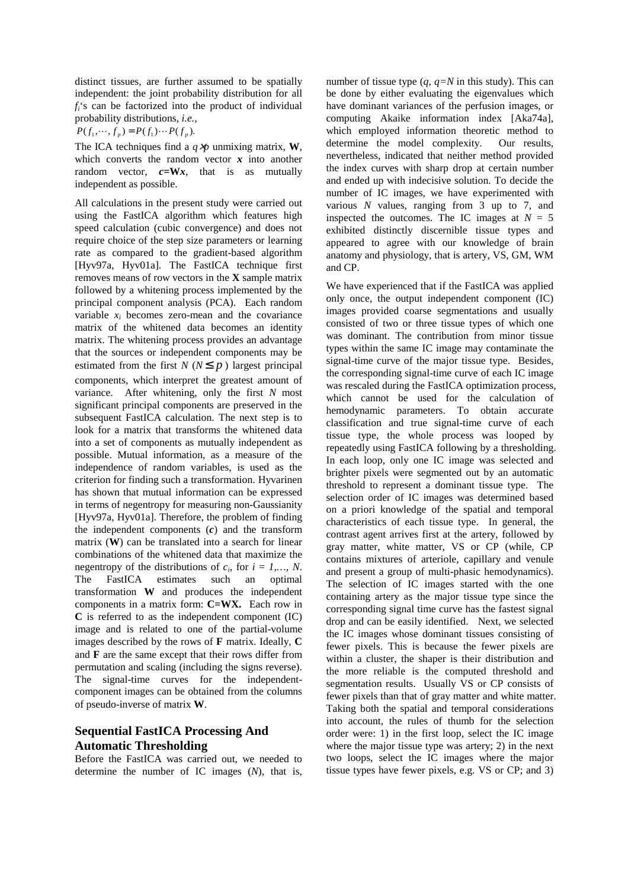distinct tissues, are further assumed to be spatially independent: the joint probability distribution for all $f_i$'s can be factorized into the product of individual probability distributions, *i.e.*, $P(f_1,\cdots,f_p) = P(f_1)\cdots P(f_p)$.

The ICA techniques find a $q \times p$ unmixing matrix, **W**, which converts the random vector $\boldsymbol{x}$ into another random vector, $\boldsymbol{c}=\mathbf{W}\boldsymbol{x}$, that is as mutually independent as possible.

All calculations in the present study were carried out using the FastICA algorithm which features high speed calculation (cubic convergence) and does not require choice of the step size parameters or learning rate as compared to the gradient-based algorithm [Hyv97a, Hyv01a]. The FastICA technique first removes means of row vectors in the **X** sample matrix followed by a whitening process implemented by the principal component analysis (PCA). Each random variable $x_i$ becomes zero-mean and the covariance matrix of the whitened data becomes an identity matrix. The whitening process provides an advantage that the sources or independent components may be estimated from the first $N$ ($N \le p$) largest principal components, which interpret the greatest amount of variance. After whitening, only the first $N$ most significant principal components are preserved in the subsequent FastICA calculation. The next step is to look for a matrix that transforms the whitened data into a set of components as mutually independent as possible. Mutual information, as a measure of the independence of random variables, is used as the criterion for finding such a transformation. Hyvarinen has shown that mutual information can be expressed in terms of negentropy for measuring non-Gaussianity [Hyv97a, Hyv01a]. Therefore, the problem of finding the independent components ($\boldsymbol{c}$) and the transform matrix (**W**) can be translated into a search for linear combinations of the whitened data that maximize the negentropy of the distributions of $c_i$, for $i = 1,\ldots, N$. The FastICA estimates such an optimal transformation **W** and produces the independent components in a matrix form: **C=WX.** Each row in **C** is referred to as the independent component (IC) image and is related to one of the partial-volume images described by the rows of **F** matrix. Ideally, **C** and **F** are the same except that their rows differ from permutation and scaling (including the signs reverse). The signal-time curves for the independent-component images can be obtained from the columns of pseudo-inverse of matrix **W**.

## Sequential FastICA Processing And Automatic Thresholding

Before the FastICA was carried out, we needed to determine the number of IC images ($N$), that is, number of tissue type ($q$, $q=N$ in this study). This can be done by either evaluating the eigenvalues which have dominant variances of the perfusion images, or computing Akaike information index [Aka74a], which employed information theoretic method to determine the model complexity. Our results, nevertheless, indicated that neither method provided the index curves with sharp drop at certain number and ended up with indecisive solution. To decide the number of IC images, we have experimented with various $N$ values, ranging from 3 up to 7, and inspected the outcomes. The IC images at $N = 5$ exhibited distinctly discernible tissue types and appeared to agree with our knowledge of brain anatomy and physiology, that is artery, VS, GM, WM and CP.

We have experienced that if the FastICA was applied only once, the output independent component (IC) images provided coarse segmentations and usually consisted of two or three tissue types of which one was dominant. The contribution from minor tissue types within the same IC image may contaminate the signal-time curve of the major tissue type. Besides, the corresponding signal-time curve of each IC image was rescaled during the FastICA optimization process, which cannot be used for the calculation of hemodynamic parameters. To obtain accurate classification and true signal-time curve of each tissue type, the whole process was looped by repeatedly using FastICA following by a thresholding. In each loop, only one IC image was selected and brighter pixels were segmented out by an automatic threshold to represent a dominant tissue type. The selection order of IC images was determined based on a priori knowledge of the spatial and temporal characteristics of each tissue type. In general, the contrast agent arrives first at the artery, followed by gray matter, white matter, VS or CP (while, CP contains mixtures of arteriole, capillary and venule and present a group of multi-phasic hemodynamics). The selection of IC images started with the one containing artery as the major tissue type since the corresponding signal time curve has the fastest signal drop and can be easily identified. Next, we selected the IC images whose dominant tissues consisting of fewer pixels. This is because the fewer pixels are within a cluster, the shaper is their distribution and the more reliable is the computed threshold and segmentation results. Usually VS or CP consists of fewer pixels than that of gray matter and white matter. Taking both the spatial and temporal considerations into account, the rules of thumb for the selection order were: 1) in the first loop, select the IC image where the major tissue type was artery; 2) in the next two loops, select the IC images where the major tissue types have fewer pixels, e.g. VS or CP; and 3)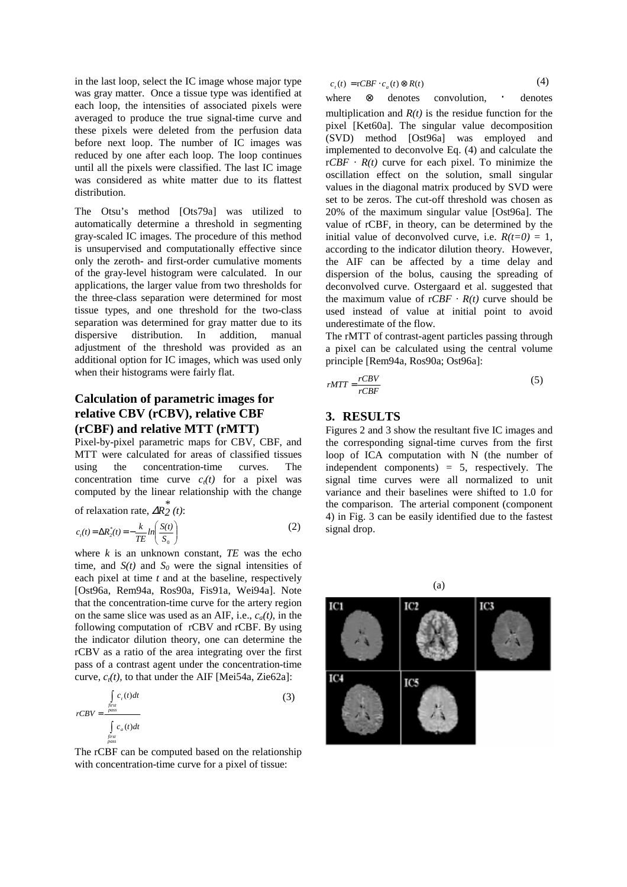in the last loop, select the IC image whose major type was gray matter. Once a tissue type was identified at each loop, the intensities of associated pixels were averaged to produce the true signal-time curve and these pixels were deleted from the perfusion data before next loop. The number of IC images was reduced by one after each loop. The loop continues until all the pixels were classified. The last IC image was considered as white matter due to its flattest distribution.

The Otsu's method [Ots79a] was utilized to automatically determine a threshold in segmenting gray-scaled IC images. The procedure of this method is unsupervised and computationally effective since only the zeroth- and first-order cumulative moments of the gray-level histogram were calculated. In our applications, the larger value from two thresholds for the three-class separation were determined for most tissue types, and one threshold for the two-class separation was determined for gray matter due to its dispersive distribution. In addition, manual adjustment of the threshold was provided as an additional option for IC images, which was used only when their histograms were fairly flat.

## Calculation of parametric images for relative CBV (rCBV), relative CBF (rCBF) and relative MTT (rMTT)

Pixel-by-pixel parametric maps for CBV, CBF, and MTT were calculated for areas of classified tissues using the concentration-time curves. The concentration time curve $c_t(t)$ for a pixel was computed by the linear relationship with the change of relaxation rate, $\Delta R_2^*(t)$:

$$c_t(t) = \Delta R_2^*(t) = -\frac{k}{TE} ln\left(\frac{S(t)}{S_0}\right) \tag{2}$$

where $k$ is an unknown constant, $TE$ was the echo time, and $S(t)$ and $S_0$ were the signal intensities of each pixel at time $t$ and at the baseline, respectively [Ost96a, Rem94a, Ros90a, Fis91a, Wei94a]. Note that the concentration-time curve for the artery region on the same slice was used as an AIF, i.e., $c_a(t)$, in the following computation of rCBV and rCBF. By using the indicator dilution theory, one can determine the rCBV as a ratio of the area integrating over the first pass of a contrast agent under the concentration-time curve, $c_t(t)$, to that under the AIF [Mei54a, Zie62a]:

$$rCBV = \frac{\int_{\substack{first \\ pass}} c_t(t)dt}{\int_{\substack{first \\ pass}} c_a(t)dt} \tag{3}$$

The rCBF can be computed based on the relationship with concentration-time curve for a pixel of tissue:

$$c_t(t) = rCBF \cdot c_a(t) \otimes R(t) \tag{4}$$

where $\otimes$ denotes convolution, $\cdot$ denotes multiplication and $R(t)$ is the residue function for the pixel [Ket60a]. The singular value decomposition (SVD) method [Ost96a] was employed and implemented to deconvolve Eq. (4) and calculate the $rCBF \cdot R(t)$ curve for each pixel. To minimize the oscillation effect on the solution, small singular values in the diagonal matrix produced by SVD were set to be zeros. The cut-off threshold was chosen as 20% of the maximum singular value [Ost96a]. The value of rCBF, in theory, can be determined by the initial value of deconvolved curve, i.e. $R(t=0) = 1$, according to the indicator dilution theory. However, the AIF can be affected by a time delay and dispersion of the bolus, causing the spreading of deconvolved curve. Ostergaard et al. suggested that the maximum value of $rCBF \cdot R(t)$ curve should be used instead of value at initial point to avoid underestimate of the flow.

The rMTT of contrast-agent particles passing through a pixel can be calculated using the central volume principle [Rem94a, Ros90a; Ost96a]:

$$rMTT = \frac{rCBV}{rCBF} \tag{5}$$

## 3. RESULTS

Figures 2 and 3 show the resultant five IC images and the corresponding signal-time curves from the first loop of ICA computation with N (the number of independent components) = 5, respectively. The signal time curves were all normalized to unit variance and their baselines were shifted to 1.0 for the comparison. The arterial component (component 4) in Fig. 3 can be easily identified due to the fastest signal drop.

(a)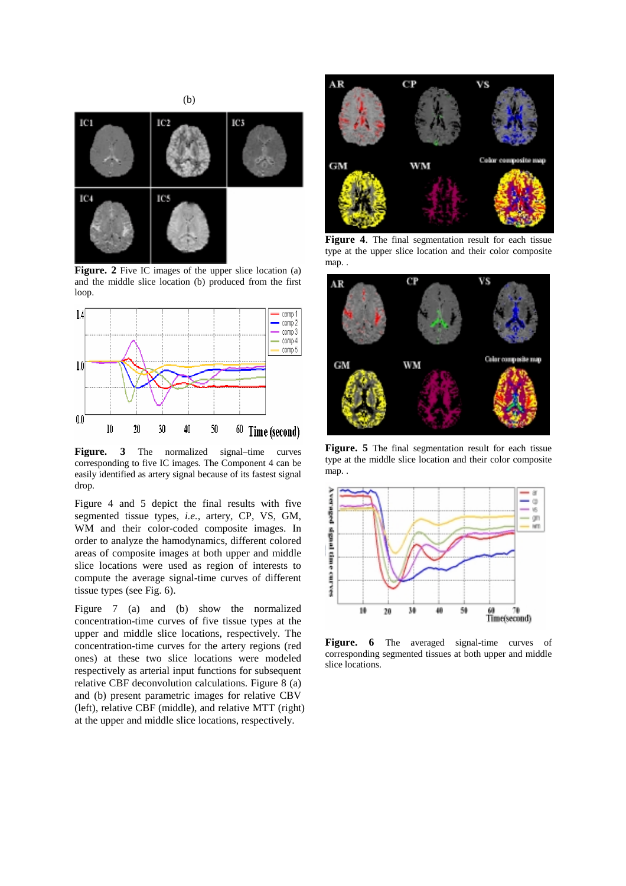(b)

**Figure. 2** Five IC images of the upper slice location (a) and the middle slice location (b) produced from the first loop.

**Figure. 3** The normalized signal–time curves corresponding to five IC images. The Component 4 can be easily identified as artery signal because of its fastest signal drop.

Figure 4 and 5 depict the final results with five segmented tissue types, *i.e.*, artery, CP, VS, GM, WM and their color-coded composite images. In order to analyze the hamodynamics, different colored areas of composite images at both upper and middle slice locations were used as region of interests to compute the average signal-time curves of different tissue types (see Fig. 6).

Figure 7 (a) and (b) show the normalized concentration-time curves of five tissue types at the upper and middle slice locations, respectively. The concentration-time curves for the artery regions (red ones) at these two slice locations were modeled respectively as arterial input functions for subsequent relative CBF deconvolution calculations. Figure 8 (a) and (b) present parametric images for relative CBV (left), relative CBF (middle), and relative MTT (right) at the upper and middle slice locations, respectively.

**Figure 4**. The final segmentation result for each tissue type at the upper slice location and their color composite map. .

**Figure. 5** The final segmentation result for each tissue type at the middle slice location and their color composite map. .

**Figure. 6** The averaged signal-time curves of corresponding segmented tissues at both upper and middle slice locations.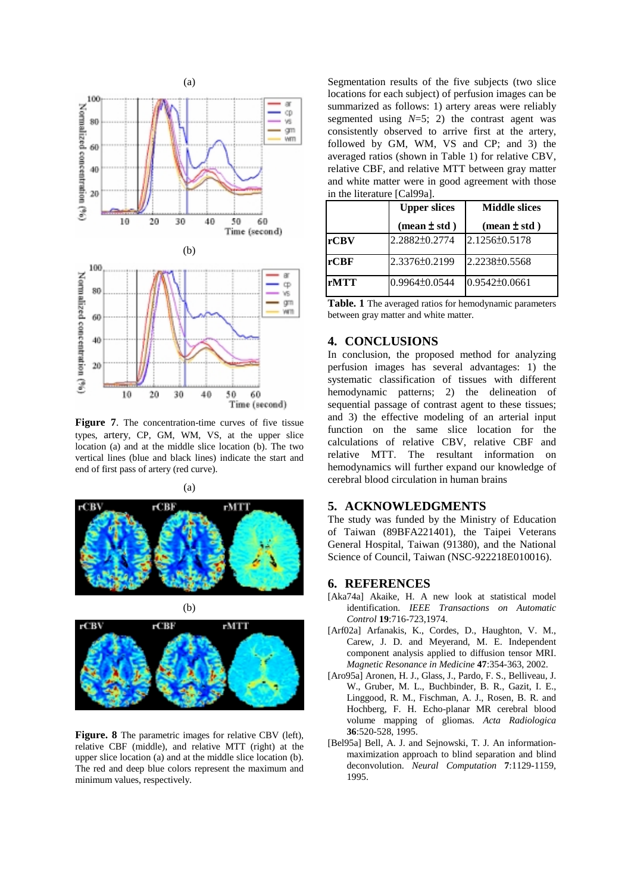Figure 7. The concentration-time curves of five tissue types, artery, CP, GM, WM, VS, at the upper slice location (a) and at the middle slice location (b). The two vertical lines (blue and black lines) indicate the start and end of first pass of artery (red curve).

Figure. 8 The parametric images for relative CBV (left), relative CBF (middle), and relative MTT (right) at the upper slice location (a) and at the middle slice location (b). The red and deep blue colors represent the maximum and minimum values, respectively.

Segmentation results of the five subjects (two slice locations for each subject) of perfusion images can be summarized as follows: 1) artery areas were reliably segmented using $N$=5; 2) the contrast agent was consistently observed to arrive first at the artery, followed by GM, WM, VS and CP; and 3) the averaged ratios (shown in Table 1) for relative CBV, relative CBF, and relative MTT between gray matter and white matter were in good agreement with those in the literature [Cal99a].

| | Upper slices (mean ± std ) | Middle slices (mean ± std ) |
|---|---|---|
| **rCBV** | 2.2882±0.2774 | 2.1256±0.5178 |
| **rCBF** | 2.3376±0.2199 | 2.2238±0.5568 |
| **rMTT** | 0.9964±0.0544 | 0.9542±0.0661 |

**Table. 1** The averaged ratios for hemodynamic parameters between gray matter and white matter.

## 4. CONCLUSIONS

In conclusion, the proposed method for analyzing perfusion images has several advantages: 1) the systematic classification of tissues with different hemodynamic patterns; 2) the delineation of sequential passage of contrast agent to these tissues; and 3) the effective modeling of an arterial input function on the same slice location for the calculations of relative CBV, relative CBF and relative MTT. The resultant information on hemodynamics will further expand our knowledge of cerebral blood circulation in human brains

## 5. ACKNOWLEDGMENTS

The study was funded by the Ministry of Education of Taiwan (89BFA221401), the Taipei Veterans General Hospital, Taiwan (91380), and the National Science of Council, Taiwan (NSC-922218E010016).

## 6. REFERENCES

[Aka74a] Akaike, H. A new look at statistical model identification. *IEEE Transactions on Automatic Control* **19**:716-723,1974.

[Arf02a] Arfanakis, K., Cordes, D., Haughton, V. M., Carew, J. D. and Meyerand, M. E. Independent component analysis applied to diffusion tensor MRI. *Magnetic Resonance in Medicine* **47**:354-363, 2002.

[Aro95a] Aronen, H. J., Glass, J., Pardo, F. S., Belliveau, J. W., Gruber, M. L., Buchbinder, B. R., Gazit, I. E., Linggood, R. M., Fischman, A. J., Rosen, B. R. and Hochberg, F. H. Echo-planar MR cerebral blood volume mapping of gliomas. *Acta Radiologica* **36**:520-528, 1995.

[Bel95a] Bell, A. J. and Sejnowski, T. J. An information-maximization approach to blind separation and blind deconvolution. *Neural Computation* **7**:1129-1159, 1995.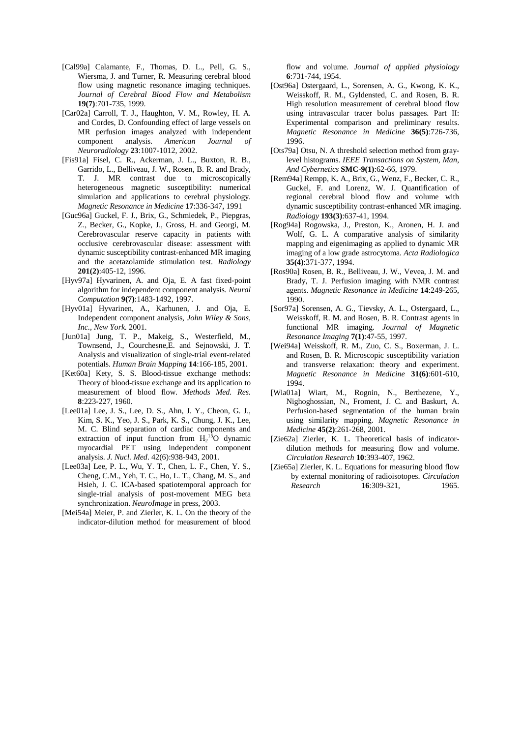[Cal99a] Calamante, F., Thomas, D. L., Pell, G. S., Wiersma, J. and Turner, R. Measuring cerebral blood flow using magnetic resonance imaging techniques. *Journal of Cerebral Blood Flow and Metabolism* **19(7)**:701-735, 1999.

[Car02a] Carroll, T. J., Haughton, V. M., Rowley, H. A. and Cordes, D. Confounding effect of large vessels on MR perfusion images analyzed with independent component analysis. *American Journal of Neuroradiology* **23**:1007-1012, 2002.

[Fis91a] Fisel, C. R., Ackerman, J. L., Buxton, R. B., Garrido, L., Belliveau, J. W., Rosen, B. R. and Brady, T. J. MR contrast due to microscopically heterogeneous magnetic susceptibility: numerical simulation and applications to cerebral physiology. *Magnetic Resonance in Medicine* **17**:336-347, 1991

[Guc96a] Guckel, F. J., Brix, G., Schmiedek, P., Piepgras, Z., Becker, G., Kopke, J., Gross, H. and Georgi, M. Cerebrovascular reserve capacity in patients with occlusive cerebrovascular disease: assessment with dynamic susceptibility contrast-enhanced MR imaging and the acetazolamide stimulation test. *Radiology* **201(2)**:405-12, 1996.

[Hyv97a] Hyvarinen, A. and Oja, E. A fast fixed-point algorithm for independent component analysis. *Neural Computation* **9(7)**:1483-1492, 1997.

[Hyv01a] Hyvarinen, A., Karhunen, J. and Oja, E. Independent component analysis, *John Wiley & Sons, Inc., New York.* 2001.

[Jun01a] Jung, T. P., Makeig, S., Westerfield, M., Townsend, J., Courchesne,E. and Sejnowski, J. T. Analysis and visualization of single-trial event-related potentials. *Human Brain Mapping* **14**:166-185, 2001.

[Ket60a] Kety, S. S. Blood-tissue exchange methods: Theory of blood-tissue exchange and its application to measurement of blood flow. *Methods Med. Res.* **8**:223-227, 1960.

[Lee01a] Lee, J. S., Lee, D. S., Ahn, J. Y., Cheon, G. J., Kim, S. K., Yeo, J. S., Park, K. S., Chung, J. K., Lee, M. C. Blind separation of cardiac components and extraction of input function from $H_2^{15}O$ dynamic myocardial PET using independent component analysis. *J. Nucl. Med*. 42(6):938-943, 2001.

[Lee03a] Lee, P. L., Wu, Y. T., Chen, L. F., Chen, Y. S., Cheng, C.M., Yeh, T. C., Ho, L. T., Chang, M. S., and Hsieh, J. C. ICA-based spatiotemporal approach for single-trial analysis of post-movement MEG beta synchronization. *NeuroImage* in press, 2003.

[Mei54a] Meier, P. and Zierler, K. L. On the theory of the indicator-dilution method for measurement of blood flow and volume. *Journal of applied physiology* **6**:731-744, 1954.

[Ost96a] Ostergaard, L., Sorensen, A. G., Kwong, K. K., Weisskoff, R. M., Gyldensted, C. and Rosen, B. R. High resolution measurement of cerebral blood flow using intravascular tracer bolus passages. Part II: Experimental comparison and preliminary results. *Magnetic Resonance in Medicine* **36(5)**:726-736, 1996.

[Ots79a] Otsu, N. A threshold selection method from gray-level histograms. *IEEE Transactions on System, Man, And Cybernetics* **SMC-9(1)**:62-66, 1979.

[Rem94a] Rempp, K. A., Brix, G., Wenz, F., Becker, C. R., Guckel, F. and Lorenz, W. J. Quantification of regional cerebral blood flow and volume with dynamic susceptibility contrast-enhanced MR imaging. *Radiology* **193(3)**:637-41, 1994.

[Rog94a] Rogowska, J., Preston, K., Aronen, H. J. and Wolf, G. L. A comparative analysis of similarity mapping and eigenimaging as applied to dynamic MR imaging of a low grade astrocytoma. *Acta Radiologica* **35(4)**:371-377, 1994.

[Ros90a] Rosen, B. R., Belliveau, J. W., Vevea, J. M. and Brady, T. J. Perfusion imaging with NMR contrast agents. *Magnetic Resonance in Medicine* **14**:249-265, 1990.

[Sor97a] Sorensen, A. G., Tievsky, A. L., Ostergaard, L., Weisskoff, R. M. and Rosen, B. R. Contrast agents in functional MR imaging. *Journal of Magnetic Resonance Imaging* **7(1)**:47-55, 1997.

[Wei94a] Weisskoff, R. M., Zuo, C. S., Boxerman, J. L. and Rosen, B. R. Microscopic susceptibility variation and transverse relaxation: theory and experiment. *Magnetic Resonance in Medicine* **31(6)**:601-610, 1994.

[Wia01a] Wiart, M., Rognin, N., Berthezene, Y., Nighoghossian, N., Froment, J. C. and Baskurt, A. Perfusion-based segmentation of the human brain using similarity mapping. *Magnetic Resonance in Medicine* **45(2)**:261-268, 2001.

[Zie62a] Zierler, K. L. Theoretical basis of indicator-dilution methods for measuring flow and volume. *Circulation Research* **10**:393-407, 1962.

[Zie65a] Zierler, K. L. Equations for measuring blood flow by external monitoring of radioisotopes. *Circulation Research* **16**:309-321, 1965.